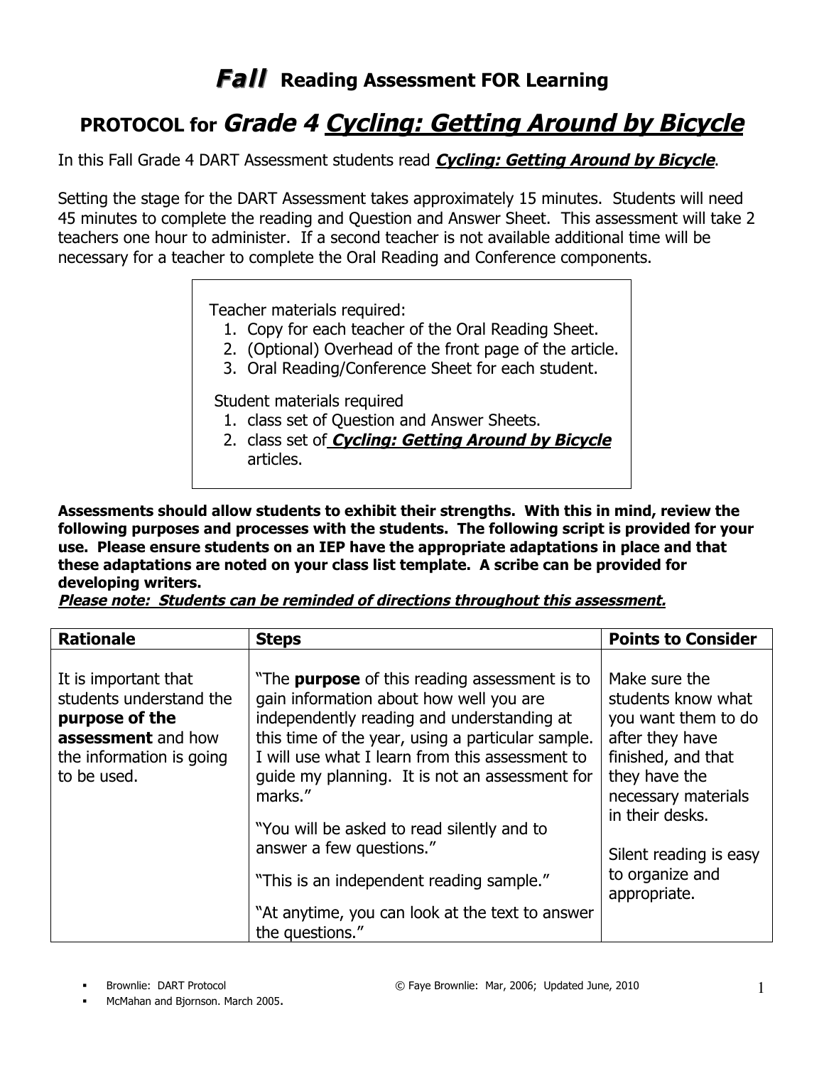# ***Fall*** Reading Assessment FOR Learning

## PROTOCOL for *Grade 4* ***Cycling: Getting Around by Bicycle***

In this Fall Grade 4 DART Assessment students read ***Cycling: Getting Around by Bicycle***.

Setting the stage for the DART Assessment takes approximately 15 minutes. Students will need 45 minutes to complete the reading and Question and Answer Sheet. This assessment will take 2 teachers one hour to administer. If a second teacher is not available additional time will be necessary for a teacher to complete the Oral Reading and Conference components.

Teacher materials required:

1. Copy for each teacher of the Oral Reading Sheet.
2. (Optional) Overhead of the front page of the article.
3. Oral Reading/Conference Sheet for each student.

Student materials required

1. class set of Question and Answer Sheets.
2. class set of ***Cycling: Getting Around by Bicycle*** articles.

**Assessments should allow students to exhibit their strengths. With this in mind, review the following purposes and processes with the students. The following script is provided for your use. Please ensure students on an IEP have the appropriate adaptations in place and that these adaptations are noted on your class list template. A scribe can be provided for developing writers.**

***Please note: Students can be reminded of directions throughout this assessment.***

| **Rationale** | **Steps** | **Points to Consider** |
|---|---|---|
| It is important that students understand the **purpose of the assessment** and how the information is going to be used. | "The **purpose** of this reading assessment is to gain information about how well you are independently reading and understanding at this time of the year, using a particular sample. I will use what I learn from this assessment to guide my planning. It is not an assessment for marks."<br><br>"You will be asked to read silently and to answer a few questions."<br><br>"This is an independent reading sample."<br><br>"At anytime, you can look at the text to answer the questions." | Make sure the students know what you want them to do after they have finished, and that they have the necessary materials in their desks.<br><br>Silent reading is easy to organize and appropriate. |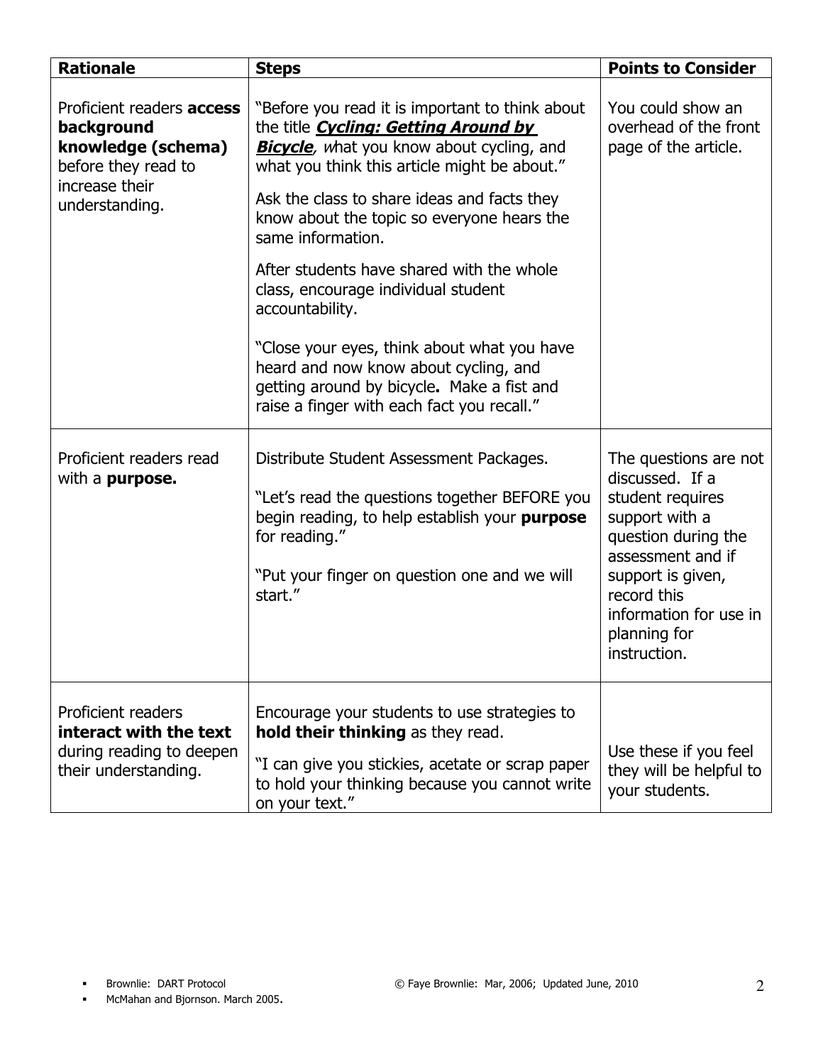| **Rationale** | **Steps** | **Points to Consider** |
| --- | --- | --- |
| Proficient readers **access background knowledge (schema)** before they read to increase their understanding. | "Before you read it is important to think about the title ***Cycling: Getting Around by Bicycle***, *w*hat you know about cycling, and what you think this article might be about."<br><br>Ask the class to share ideas and facts they know about the topic so everyone hears the same information.<br><br>After students have shared with the whole class, encourage individual student accountability.<br><br>"Close your eyes, think about what you have heard and now know about cycling, and getting around by bicycle**.** Make a fist and raise a finger with each fact you recall." | You could show an overhead of the front page of the article. |
| Proficient readers read with a **purpose.** | Distribute Student Assessment Packages.<br><br>"Let's read the questions together BEFORE you begin reading, to help establish your **purpose** for reading."<br><br>"Put your finger on question one and we will start." | The questions are not discussed. If a student requires support with a question during the assessment and if support is given, record this information for use in planning for instruction. |
| Proficient readers **interact with the text** during reading to deepen their understanding. | Encourage your students to use strategies to **hold their thinking** as they read.<br><br>"I can give you stickies, acetate or scrap paper to hold your thinking because you cannot write on your text." | Use these if you feel they will be helpful to your students. |

- Brownlie: DART Protocol
- McMahan and Bjornson. March 2005.

© Faye Brownlie: Mar, 2006; Updated June, 2010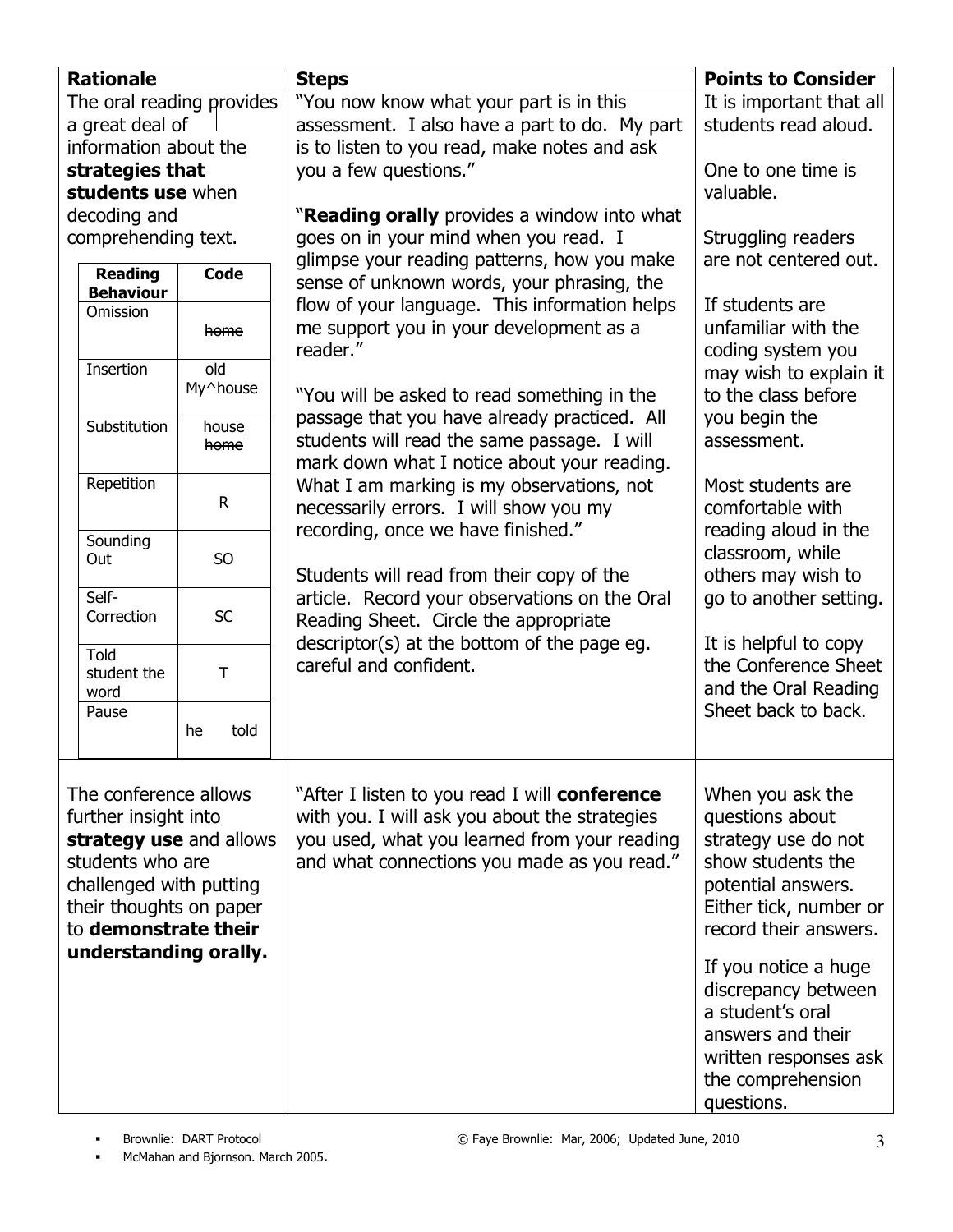| Rationale | Steps | Points to Consider |
| --- | --- | --- |
| The oral reading provides a great deal of information about the **strategies that students use** when decoding and comprehending text.<br><br>**Reading Behaviour** — **Code**<br>Omission — ~~home~~<br>Insertion — My^house (old)<br>Substitution — house / ~~home~~<br>Repetition — R<br>Sounding Out — SO<br>Self-Correction — SC<br>Told student the word — T<br>Pause — he \| told | "You now know what your part is in this assessment. I also have a part to do. My part is to listen to you read, make notes and ask you a few questions."<br><br>"**Reading orally** provides a window into what goes on in your mind when you read. I glimpse your reading patterns, how you make sense of unknown words, your phrasing, the flow of your language. This information helps me support you in your development as a reader."<br><br>"You will be asked to read something in the passage that you have already practiced. All students will read the same passage. I will mark down what I notice about your reading. What I am marking is my observations, not necessarily errors. I will show you my recording, once we have finished."<br><br>Students will read from their copy of the article. Record your observations on the Oral Reading Sheet. Circle the appropriate descriptor(s) at the bottom of the page eg. careful and confident. | It is important that all students read aloud.<br><br>One to one time is valuable.<br><br>Struggling readers are not centered out.<br><br>If students are unfamiliar with the coding system you may wish to explain it to the class before you begin the assessment.<br><br>Most students are comfortable with reading aloud in the classroom, while others may wish to go to another setting.<br><br>It is helpful to copy the Conference Sheet and the Oral Reading Sheet back to back. |
| The conference allows further insight into **strategy use** and allows students who are challenged with putting their thoughts on paper to **demonstrate their understanding orally.** | "After I listen to you read I will **conference** with you. I will ask you about the strategies you used, what you learned from your reading and what connections you made as you read." | When you ask the questions about strategy use do not show students the potential answers. Either tick, number or record their answers.<br><br>If you notice a huge discrepancy between a student's oral answers and their written responses ask the comprehension questions. |

- Brownlie: DART Protocol
- McMahan and Bjornson. March 2005.

© Faye Brownlie: Mar, 2006; Updated June, 2010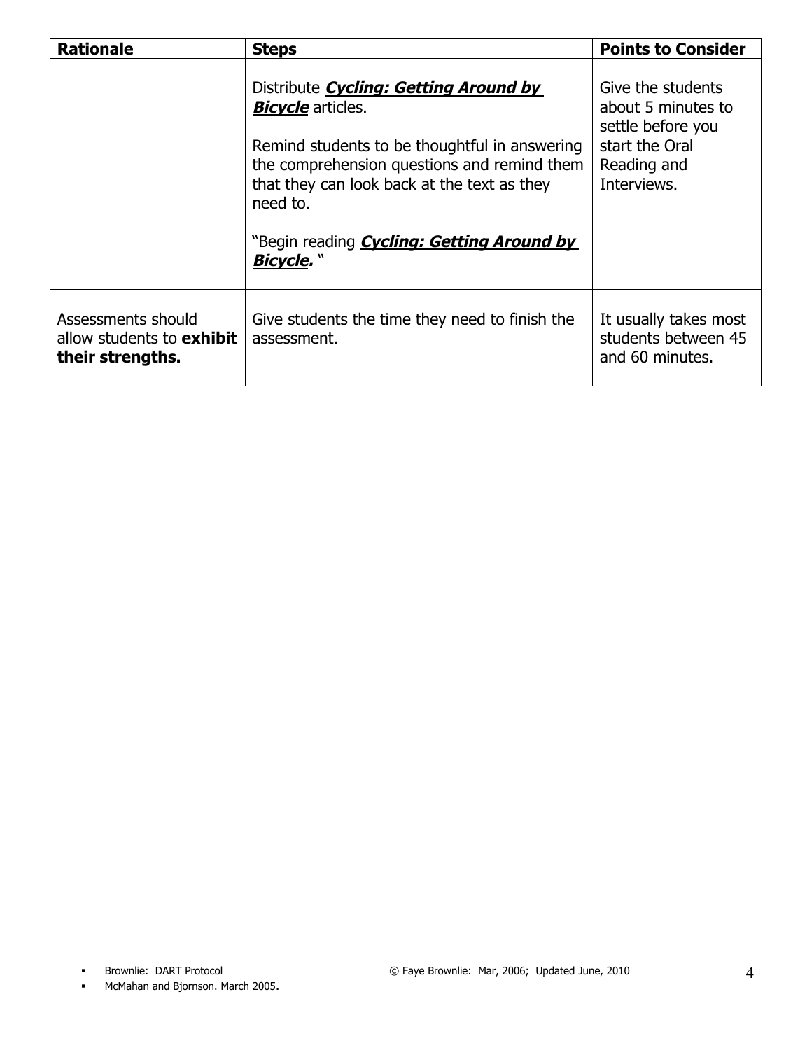| Rationale | Steps | Points to Consider |
| --- | --- | --- |
| | Distribute ***Cycling: Getting Around by Bicycle*** articles.<br><br>Remind students to be thoughtful in answering the comprehension questions and remind them that they can look back at the text as they need to.<br><br>"Begin reading ***Cycling: Getting Around by Bicycle.*** " | Give the students about 5 minutes to settle before you start the Oral Reading and Interviews. |
| Assessments should allow students to **exhibit their strengths.** | Give students the time they need to finish the assessment. | It usually takes most students between 45 and 60 minutes. |

- Brownlie: DART Protocol
- McMahan and Bjornson. March 2005.

© Faye Brownlie: Mar, 2006; Updated June, 2010